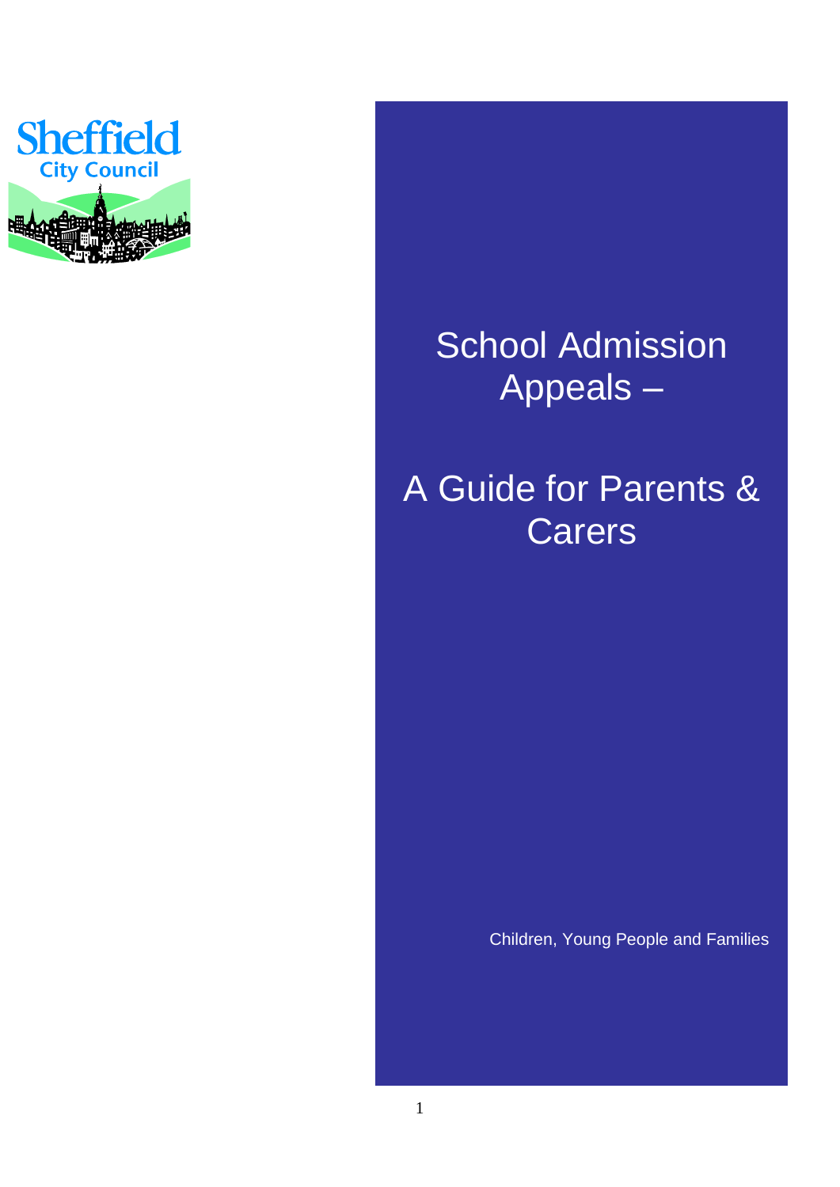Sheffield City Council

# School Admission Appeals –

# A Guide for Parents & Carers

Children, Young People and Families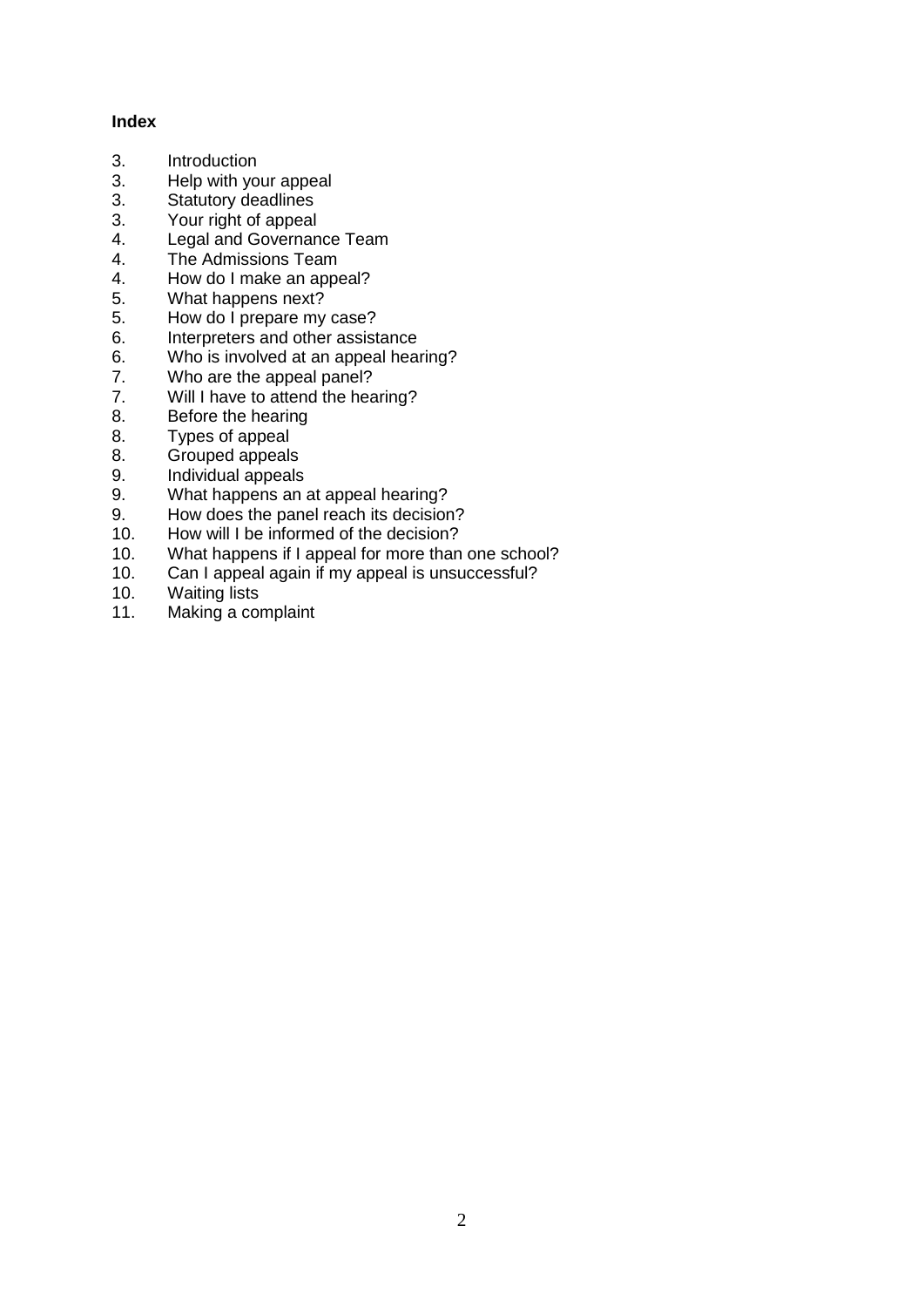**Index**

3. Introduction
3. Help with your appeal
3. Statutory deadlines
3. Your right of appeal
4. Legal and Governance Team
4. The Admissions Team
4. How do I make an appeal?
5. What happens next?
5. How do I prepare my case?
6. Interpreters and other assistance
6. Who is involved at an appeal hearing?
7. Who are the appeal panel?
7. Will I have to attend the hearing?
8. Before the hearing
8. Types of appeal
8. Grouped appeals
9. Individual appeals
9. What happens an at appeal hearing?
9. How does the panel reach its decision?
10. How will I be informed of the decision?
10. What happens if I appeal for more than one school?
10. Can I appeal again if my appeal is unsuccessful?
10. Waiting lists
11. Making a complaint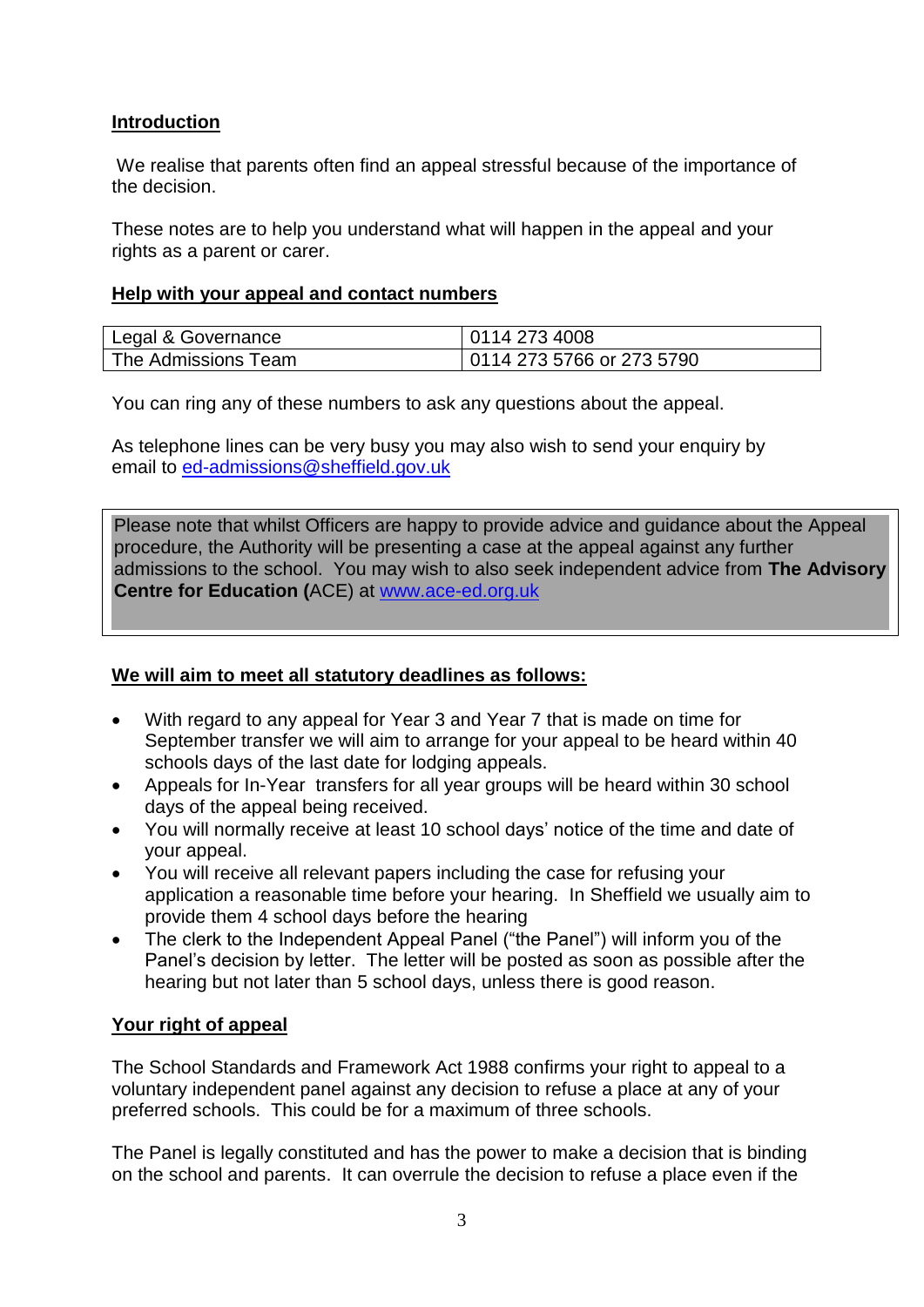**Introduction**

We realise that parents often find an appeal stressful because of the importance of the decision.

These notes are to help you understand what will happen in the appeal and your rights as a parent or carer.

**Help with your appeal and contact numbers**

| Legal & Governance | 0114 273 4008 |
| --- | --- |
| The Admissions Team | 0114 273 5766 or 273 5790 |

You can ring any of these numbers to ask any questions about the appeal.

As telephone lines can be very busy you may also wish to send your enquiry by email to ed-admissions@sheffield.gov.uk

> Please note that whilst Officers are happy to provide advice and guidance about the Appeal procedure, the Authority will be presenting a case at the appeal against any further admissions to the school. You may wish to also seek independent advice from **The Advisory Centre for Education (**ACE) at www.ace-ed.org.uk

**We will aim to meet all statutory deadlines as follows:**

- With regard to any appeal for Year 3 and Year 7 that is made on time for September transfer we will aim to arrange for your appeal to be heard within 40 schools days of the last date for lodging appeals.
- Appeals for In-Year transfers for all year groups will be heard within 30 school days of the appeal being received.
- You will normally receive at least 10 school days' notice of the time and date of your appeal.
- You will receive all relevant papers including the case for refusing your application a reasonable time before your hearing. In Sheffield we usually aim to provide them 4 school days before the hearing
- The clerk to the Independent Appeal Panel ("the Panel") will inform you of the Panel's decision by letter. The letter will be posted as soon as possible after the hearing but not later than 5 school days, unless there is good reason.

**Your right of appeal**

The School Standards and Framework Act 1988 confirms your right to appeal to a voluntary independent panel against any decision to refuse a place at any of your preferred schools. This could be for a maximum of three schools.

The Panel is legally constituted and has the power to make a decision that is binding on the school and parents. It can overrule the decision to refuse a place even if the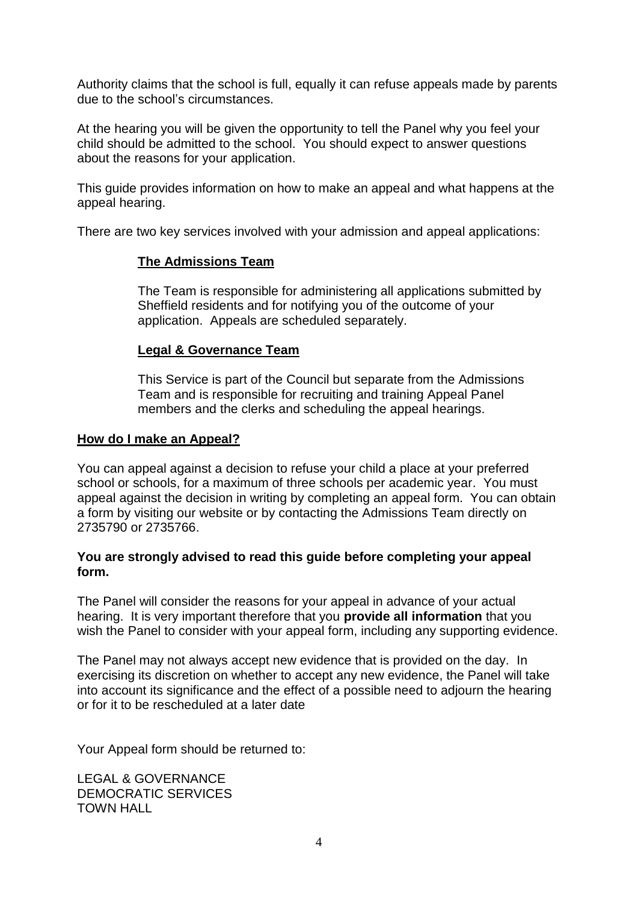Authority claims that the school is full, equally it can refuse appeals made by parents due to the school's circumstances.

At the hearing you will be given the opportunity to tell the Panel why you feel your child should be admitted to the school. You should expect to answer questions about the reasons for your application.

This guide provides information on how to make an appeal and what happens at the appeal hearing.

There are two key services involved with your admission and appeal applications:

**The Admissions Team**

The Team is responsible for administering all applications submitted by Sheffield residents and for notifying you of the outcome of your application. Appeals are scheduled separately.

**Legal & Governance Team**

This Service is part of the Council but separate from the Admissions Team and is responsible for recruiting and training Appeal Panel members and the clerks and scheduling the appeal hearings.

**How do I make an Appeal?**

You can appeal against a decision to refuse your child a place at your preferred school or schools, for a maximum of three schools per academic year. You must appeal against the decision in writing by completing an appeal form. You can obtain a form by visiting our website or by contacting the Admissions Team directly on 2735790 or 2735766.

**You are strongly advised to read this guide before completing your appeal form.**

The Panel will consider the reasons for your appeal in advance of your actual hearing. It is very important therefore that you **provide all information** that you wish the Panel to consider with your appeal form, including any supporting evidence.

The Panel may not always accept new evidence that is provided on the day. In exercising its discretion on whether to accept any new evidence, the Panel will take into account its significance and the effect of a possible need to adjourn the hearing or for it to be rescheduled at a later date

Your Appeal form should be returned to:

LEGAL & GOVERNANCE
DEMOCRATIC SERVICES
TOWN HALL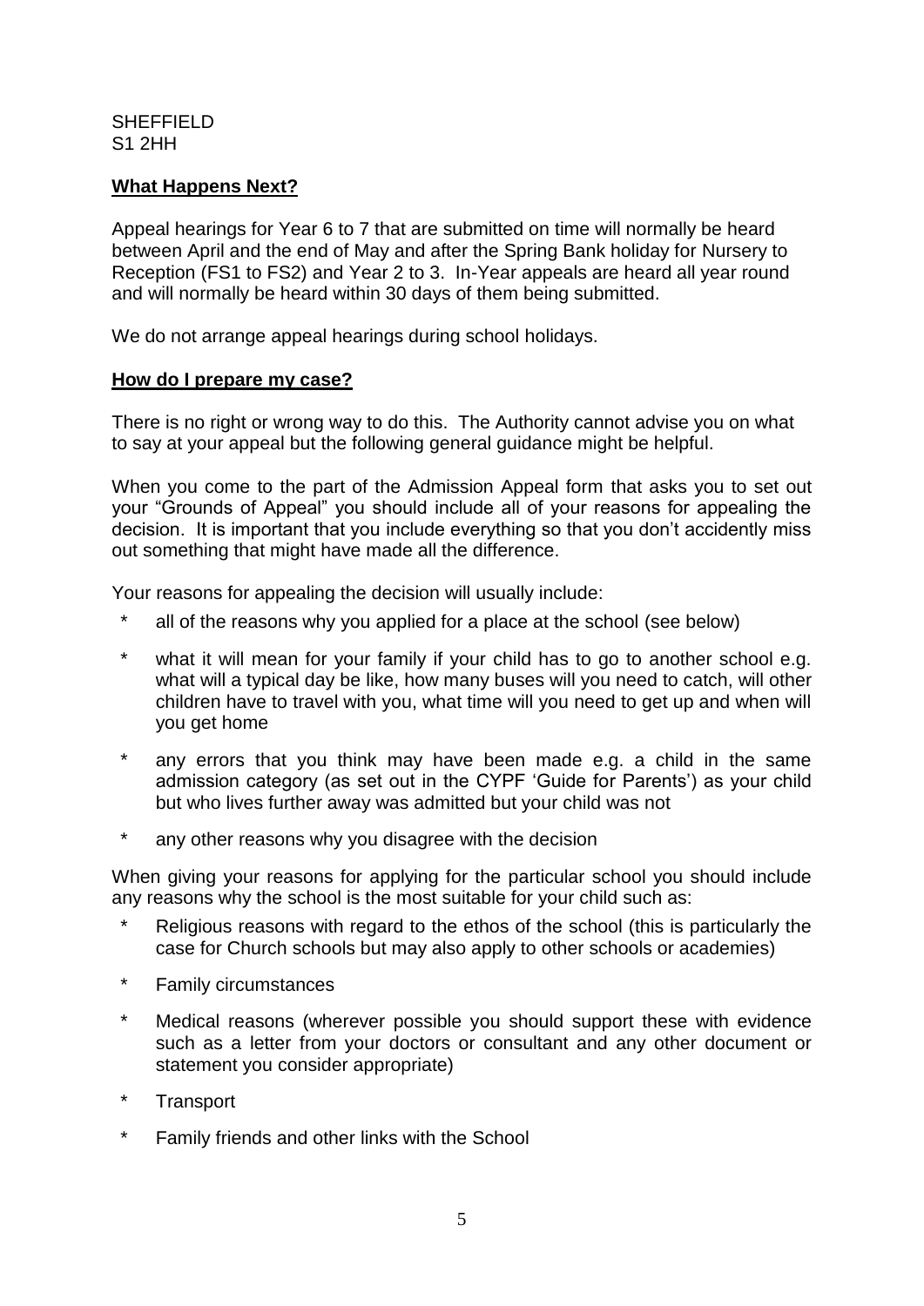SHEFFIELD
S1 2HH

**What Happens Next?**

Appeal hearings for Year 6 to 7 that are submitted on time will normally be heard between April and the end of May and after the Spring Bank holiday for Nursery to Reception (FS1 to FS2) and Year 2 to 3. In-Year appeals are heard all year round and will normally be heard within 30 days of them being submitted.

We do not arrange appeal hearings during school holidays.

**How do I prepare my case?**

There is no right or wrong way to do this. The Authority cannot advise you on what to say at your appeal but the following general guidance might be helpful.

When you come to the part of the Admission Appeal form that asks you to set out your "Grounds of Appeal" you should include all of your reasons for appealing the decision. It is important that you include everything so that you don't accidently miss out something that might have made all the difference.

Your reasons for appealing the decision will usually include:

* all of the reasons why you applied for a place at the school (see below)
* what it will mean for your family if your child has to go to another school e.g. what will a typical day be like, how many buses will you need to catch, will other children have to travel with you, what time will you need to get up and when will you get home
* any errors that you think may have been made e.g. a child in the same admission category (as set out in the CYPF 'Guide for Parents') as your child but who lives further away was admitted but your child was not
* any other reasons why you disagree with the decision

When giving your reasons for applying for the particular school you should include any reasons why the school is the most suitable for your child such as:

* Religious reasons with regard to the ethos of the school (this is particularly the case for Church schools but may also apply to other schools or academies)
* Family circumstances
* Medical reasons (wherever possible you should support these with evidence such as a letter from your doctors or consultant and any other document or statement you consider appropriate)
* Transport
* Family friends and other links with the School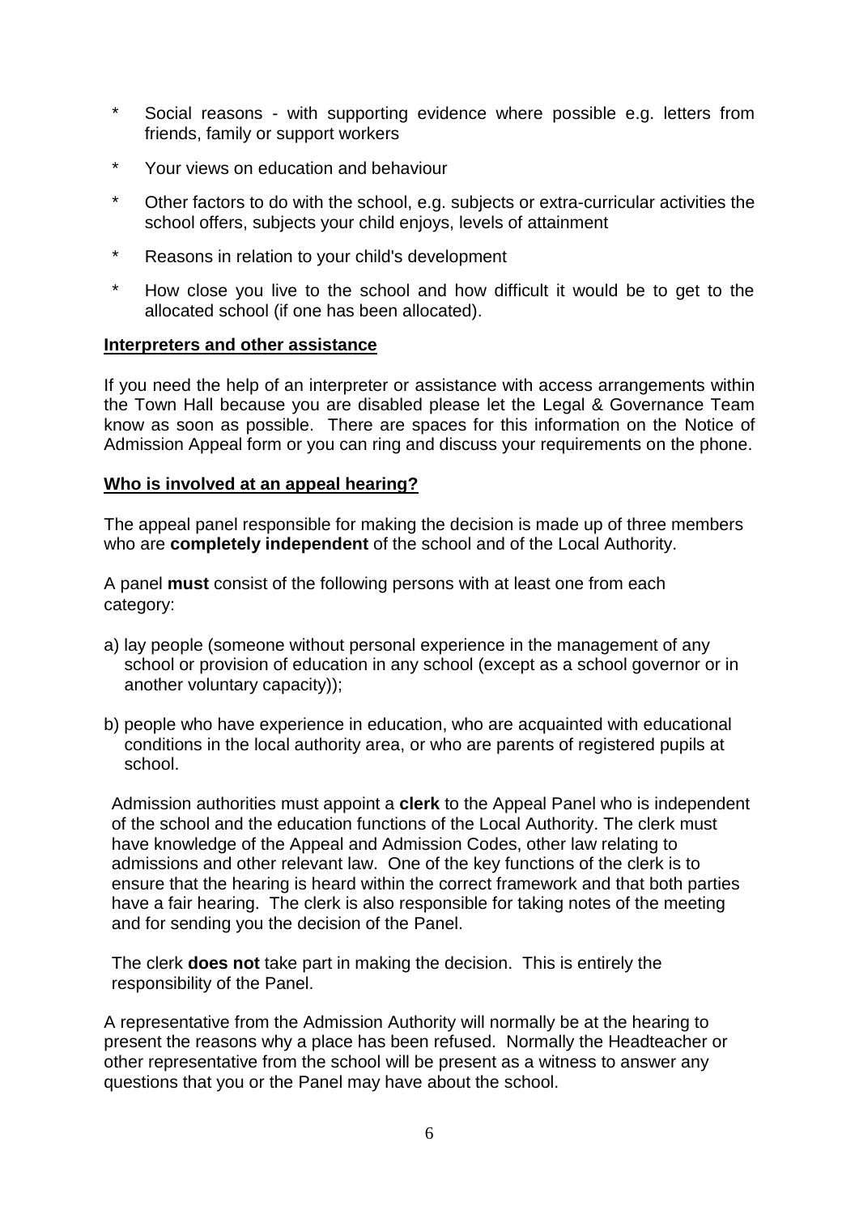* Social reasons - with supporting evidence where possible e.g. letters from friends, family or support workers
* Your views on education and behaviour
* Other factors to do with the school, e.g. subjects or extra-curricular activities the school offers, subjects your child enjoys, levels of attainment
* Reasons in relation to your child's development
* How close you live to the school and how difficult it would be to get to the allocated school (if one has been allocated).

**Interpreters and other assistance**

If you need the help of an interpreter or assistance with access arrangements within the Town Hall because you are disabled please let the Legal & Governance Team know as soon as possible. There are spaces for this information on the Notice of Admission Appeal form or you can ring and discuss your requirements on the phone.

**Who is involved at an appeal hearing?**

The appeal panel responsible for making the decision is made up of three members who are **completely independent** of the school and of the Local Authority.

A panel **must** consist of the following persons with at least one from each category:

a) lay people (someone without personal experience in the management of any school or provision of education in any school (except as a school governor or in another voluntary capacity));

b) people who have experience in education, who are acquainted with educational conditions in the local authority area, or who are parents of registered pupils at school.

Admission authorities must appoint a **clerk** to the Appeal Panel who is independent of the school and the education functions of the Local Authority. The clerk must have knowledge of the Appeal and Admission Codes, other law relating to admissions and other relevant law. One of the key functions of the clerk is to ensure that the hearing is heard within the correct framework and that both parties have a fair hearing. The clerk is also responsible for taking notes of the meeting and for sending you the decision of the Panel.

The clerk **does not** take part in making the decision. This is entirely the responsibility of the Panel.

A representative from the Admission Authority will normally be at the hearing to present the reasons why a place has been refused. Normally the Headteacher or other representative from the school will be present as a witness to answer any questions that you or the Panel may have about the school.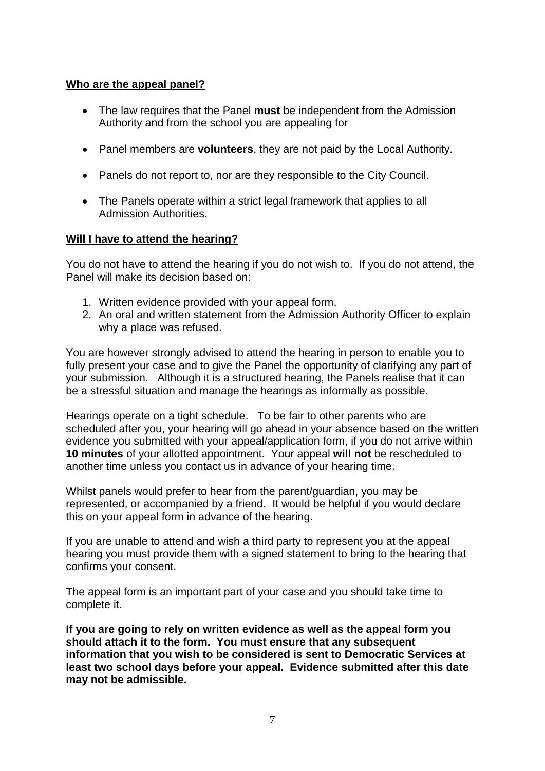**<u>Who are the appeal panel?</u>**

- The law requires that the Panel **must** be independent from the Admission Authority and from the school you are appealing for
- Panel members are **volunteers**, they are not paid by the Local Authority.
- Panels do not report to, nor are they responsible to the City Council.
- The Panels operate within a strict legal framework that applies to all Admission Authorities.

**<u>Will I have to attend the hearing?</u>**

You do not have to attend the hearing if you do not wish to. If you do not attend, the Panel will make its decision based on:

1. Written evidence provided with your appeal form,
2. An oral and written statement from the Admission Authority Officer to explain why a place was refused.

You are however strongly advised to attend the hearing in person to enable you to fully present your case and to give the Panel the opportunity of clarifying any part of your submission. Although it is a structured hearing, the Panels realise that it can be a stressful situation and manage the hearings as informally as possible.

Hearings operate on a tight schedule. To be fair to other parents who are scheduled after you, your hearing will go ahead in your absence based on the written evidence you submitted with your appeal/application form, if you do not arrive within **10 minutes** of your allotted appointment. Your appeal **will not** be rescheduled to another time unless you contact us in advance of your hearing time.

Whilst panels would prefer to hear from the parent/guardian, you may be represented, or accompanied by a friend. It would be helpful if you would declare this on your appeal form in advance of the hearing.

If you are unable to attend and wish a third party to represent you at the appeal hearing you must provide them with a signed statement to bring to the hearing that confirms your consent.

The appeal form is an important part of your case and you should take time to complete it.

**If you are going to rely on written evidence as well as the appeal form you should attach it to the form. You must ensure that any subsequent information that you wish to be considered is sent to Democratic Services at least two school days before your appeal. Evidence submitted after this date may not be admissible.**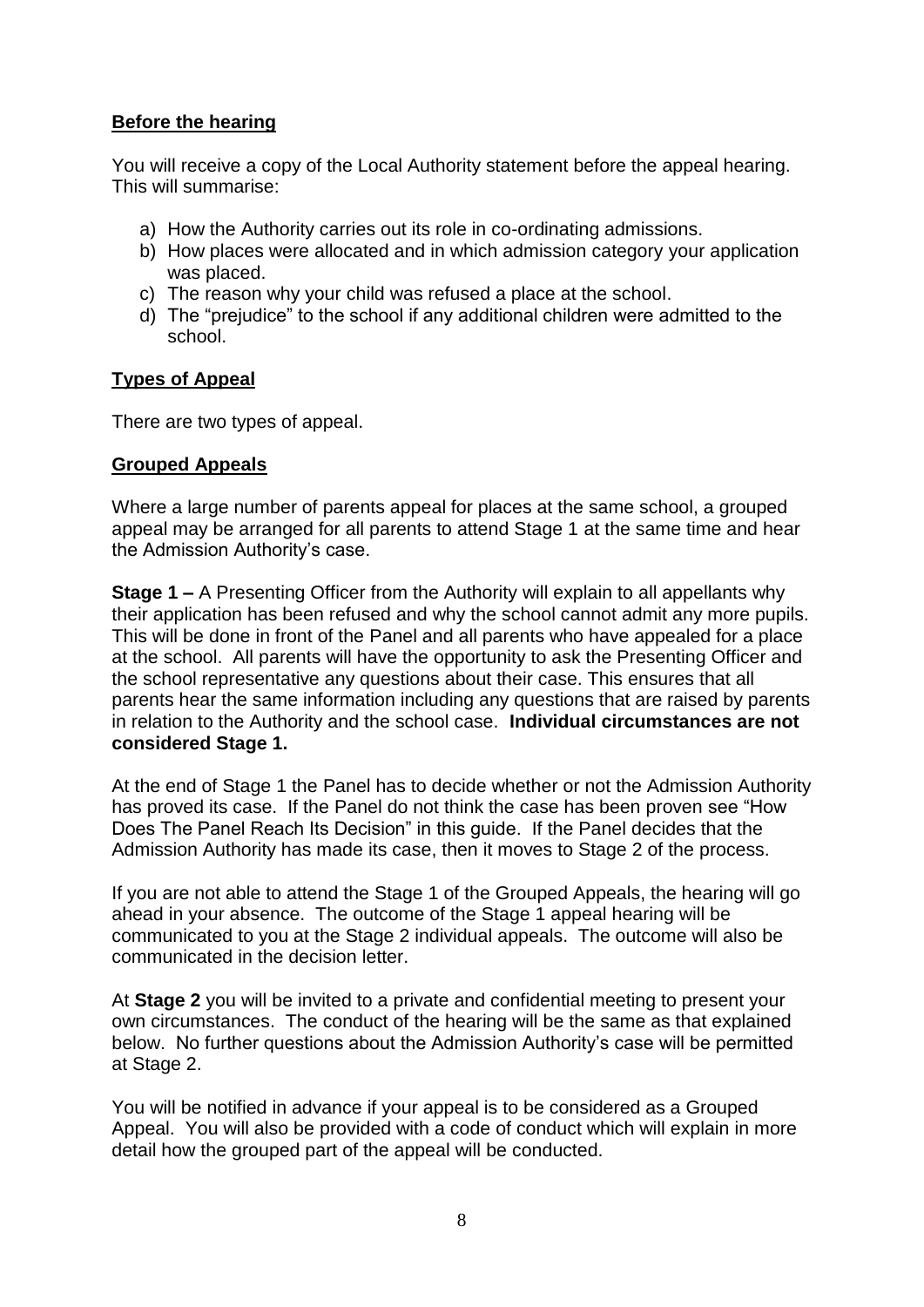## Before the hearing

You will receive a copy of the Local Authority statement before the appeal hearing. This will summarise:

a) How the Authority carries out its role in co-ordinating admissions.
b) How places were allocated and in which admission category your application was placed.
c) The reason why your child was refused a place at the school.
d) The "prejudice" to the school if any additional children were admitted to the school.

## Types of Appeal

There are two types of appeal.

## Grouped Appeals

Where a large number of parents appeal for places at the same school, a grouped appeal may be arranged for all parents to attend Stage 1 at the same time and hear the Admission Authority's case.

**Stage 1 –** A Presenting Officer from the Authority will explain to all appellants why their application has been refused and why the school cannot admit any more pupils. This will be done in front of the Panel and all parents who have appealed for a place at the school. All parents will have the opportunity to ask the Presenting Officer and the school representative any questions about their case. This ensures that all parents hear the same information including any questions that are raised by parents in relation to the Authority and the school case. **Individual circumstances are not considered Stage 1.**

At the end of Stage 1 the Panel has to decide whether or not the Admission Authority has proved its case. If the Panel do not think the case has been proven see "How Does The Panel Reach Its Decision" in this guide. If the Panel decides that the Admission Authority has made its case, then it moves to Stage 2 of the process.

If you are not able to attend the Stage 1 of the Grouped Appeals, the hearing will go ahead in your absence. The outcome of the Stage 1 appeal hearing will be communicated to you at the Stage 2 individual appeals. The outcome will also be communicated in the decision letter.

At **Stage 2** you will be invited to a private and confidential meeting to present your own circumstances. The conduct of the hearing will be the same as that explained below. No further questions about the Admission Authority's case will be permitted at Stage 2.

You will be notified in advance if your appeal is to be considered as a Grouped Appeal. You will also be provided with a code of conduct which will explain in more detail how the grouped part of the appeal will be conducted.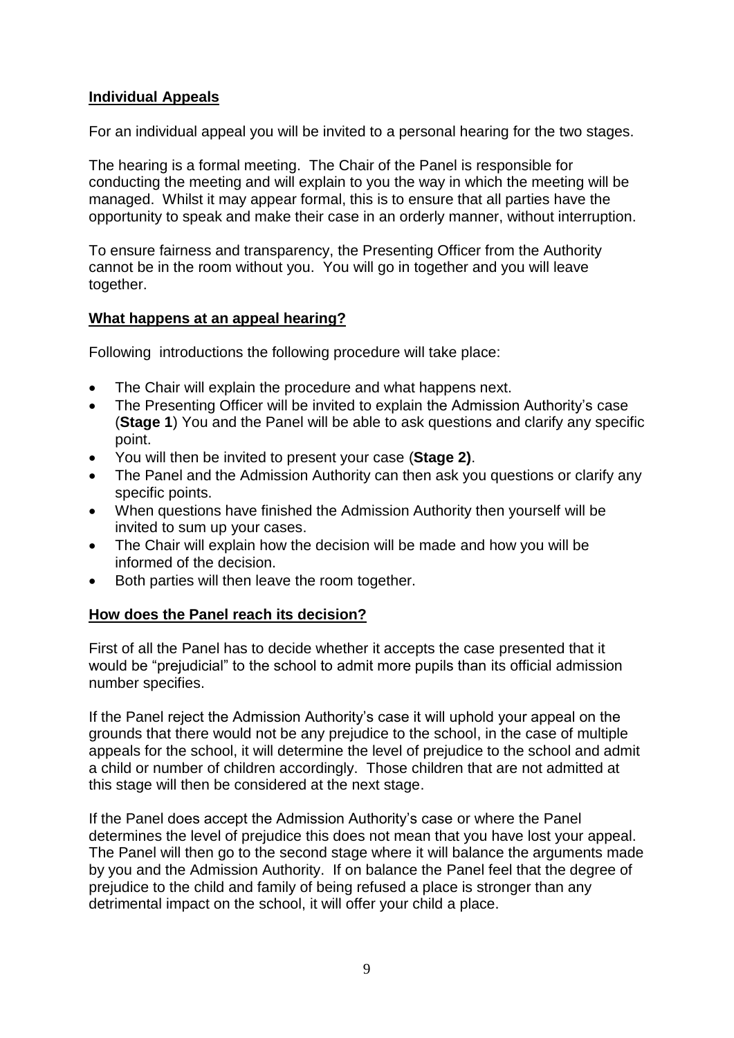## **Individual Appeals**

For an individual appeal you will be invited to a personal hearing for the two stages.

The hearing is a formal meeting. The Chair of the Panel is responsible for conducting the meeting and will explain to you the way in which the meeting will be managed. Whilst it may appear formal, this is to ensure that all parties have the opportunity to speak and make their case in an orderly manner, without interruption.

To ensure fairness and transparency, the Presenting Officer from the Authority cannot be in the room without you. You will go in together and you will leave together.

## **What happens at an appeal hearing?**

Following introductions the following procedure will take place:

- The Chair will explain the procedure and what happens next.
- The Presenting Officer will be invited to explain the Admission Authority's case (**Stage 1**) You and the Panel will be able to ask questions and clarify any specific point.
- You will then be invited to present your case (**Stage 2)**.
- The Panel and the Admission Authority can then ask you questions or clarify any specific points.
- When questions have finished the Admission Authority then yourself will be invited to sum up your cases.
- The Chair will explain how the decision will be made and how you will be informed of the decision.
- Both parties will then leave the room together.

## **How does the Panel reach its decision?**

First of all the Panel has to decide whether it accepts the case presented that it would be "prejudicial" to the school to admit more pupils than its official admission number specifies.

If the Panel reject the Admission Authority's case it will uphold your appeal on the grounds that there would not be any prejudice to the school, in the case of multiple appeals for the school, it will determine the level of prejudice to the school and admit a child or number of children accordingly. Those children that are not admitted at this stage will then be considered at the next stage.

If the Panel does accept the Admission Authority's case or where the Panel determines the level of prejudice this does not mean that you have lost your appeal. The Panel will then go to the second stage where it will balance the arguments made by you and the Admission Authority. If on balance the Panel feel that the degree of prejudice to the child and family of being refused a place is stronger than any detrimental impact on the school, it will offer your child a place.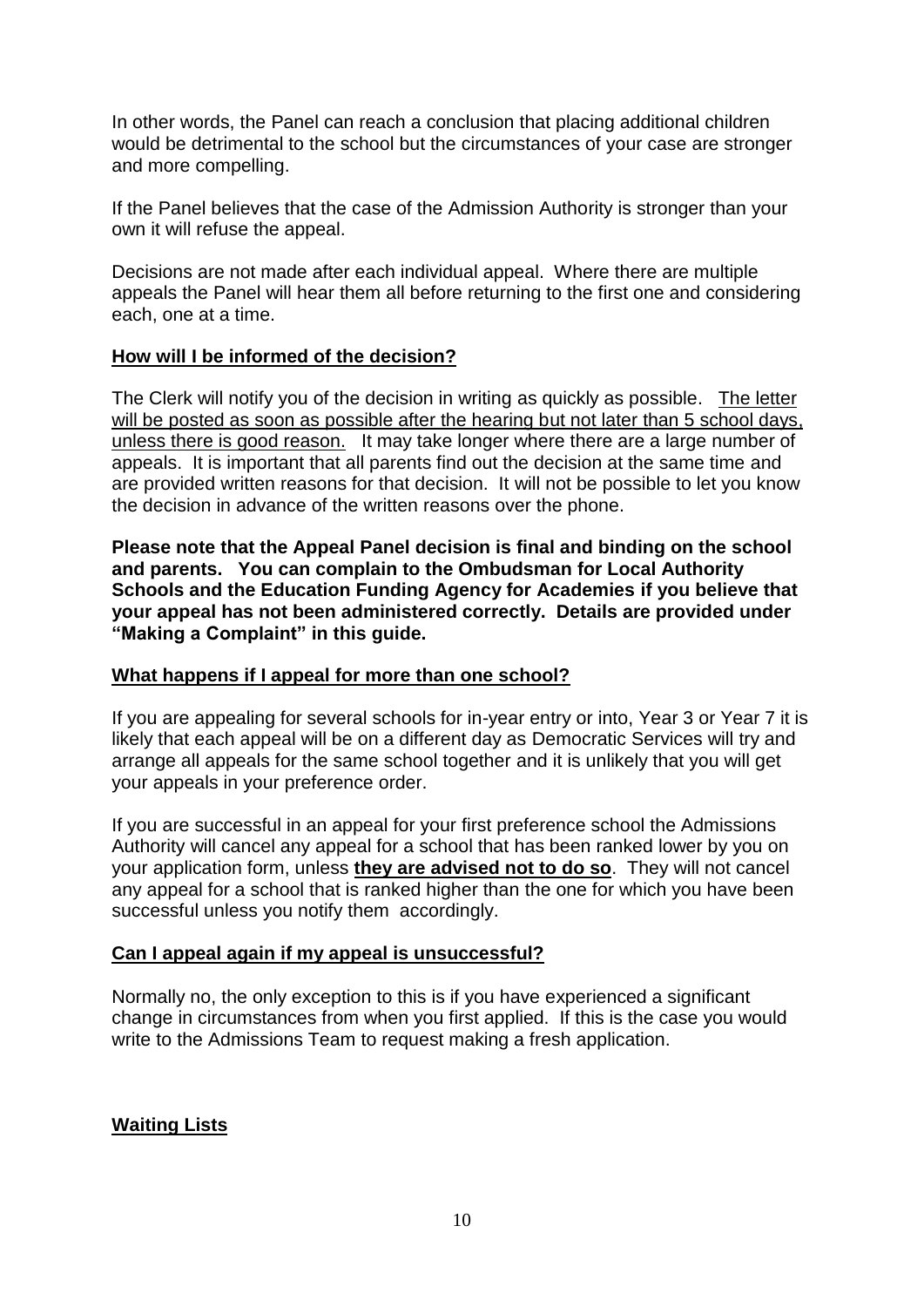In other words, the Panel can reach a conclusion that placing additional children would be detrimental to the school but the circumstances of your case are stronger and more compelling.

If the Panel believes that the case of the Admission Authority is stronger than your own it will refuse the appeal.

Decisions are not made after each individual appeal. Where there are multiple appeals the Panel will hear them all before returning to the first one and considering each, one at a time.

## How will I be informed of the decision?

The Clerk will notify you of the decision in writing as quickly as possible. The letter will be posted as soon as possible after the hearing but not later than 5 school days, unless there is good reason. It may take longer where there are a large number of appeals. It is important that all parents find out the decision at the same time and are provided written reasons for that decision. It will not be possible to let you know the decision in advance of the written reasons over the phone.

**Please note that the Appeal Panel decision is final and binding on the school and parents. You can complain to the Ombudsman for Local Authority Schools and the Education Funding Agency for Academies if you believe that your appeal has not been administered correctly. Details are provided under "Making a Complaint" in this guide.**

## What happens if I appeal for more than one school?

If you are appealing for several schools for in-year entry or into, Year 3 or Year 7 it is likely that each appeal will be on a different day as Democratic Services will try and arrange all appeals for the same school together and it is unlikely that you will get your appeals in your preference order.

If you are successful in an appeal for your first preference school the Admissions Authority will cancel any appeal for a school that has been ranked lower by you on your application form, unless **they are advised not to do so**. They will not cancel any appeal for a school that is ranked higher than the one for which you have been successful unless you notify them accordingly.

## Can I appeal again if my appeal is unsuccessful?

Normally no, the only exception to this is if you have experienced a significant change in circumstances from when you first applied. If this is the case you would write to the Admissions Team to request making a fresh application.

## Waiting Lists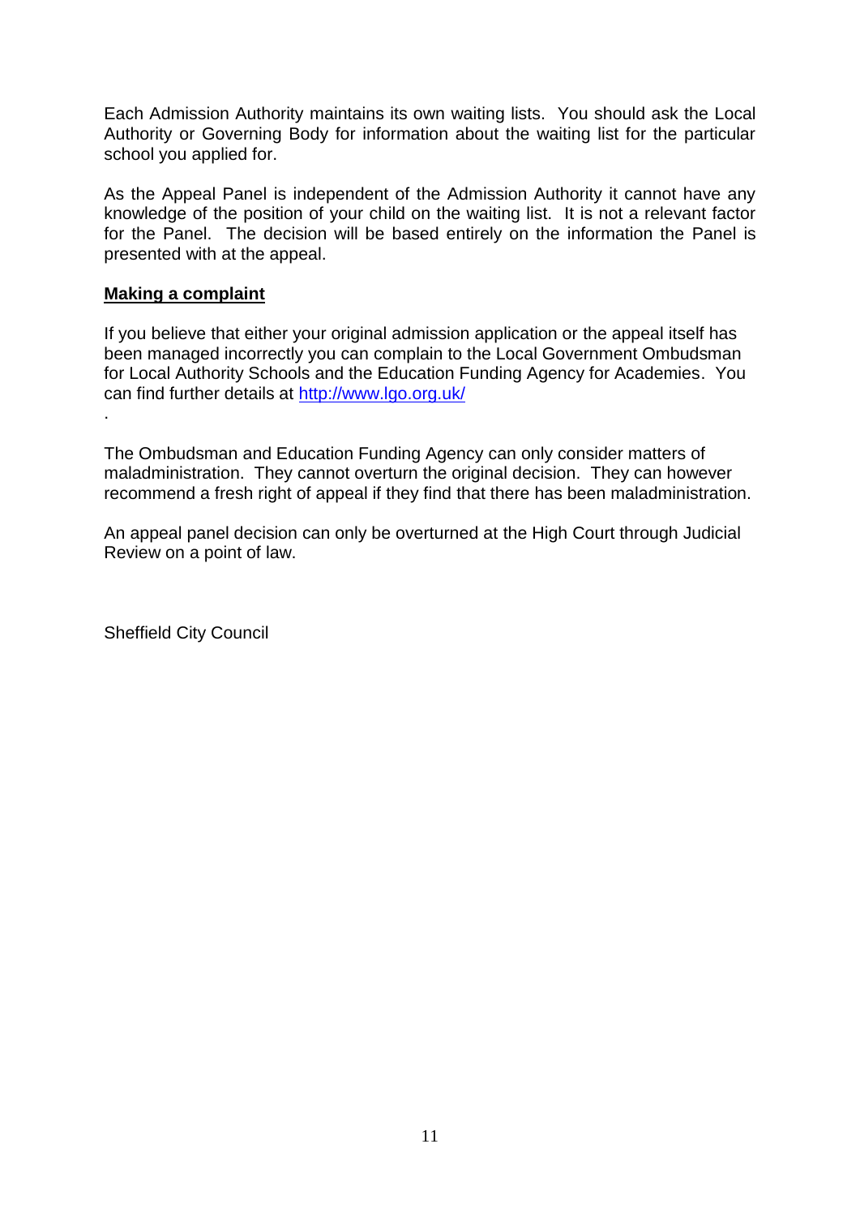Each Admission Authority maintains its own waiting lists. You should ask the Local Authority or Governing Body for information about the waiting list for the particular school you applied for.

As the Appeal Panel is independent of the Admission Authority it cannot have any knowledge of the position of your child on the waiting list. It is not a relevant factor for the Panel. The decision will be based entirely on the information the Panel is presented with at the appeal.

## **Making a complaint**

If you believe that either your original admission application or the appeal itself has been managed incorrectly you can complain to the Local Government Ombudsman for Local Authority Schools and the Education Funding Agency for Academies. You can find further details at [http://www.lgo.org.uk/](http://www.lgo.org.uk/)

.

The Ombudsman and Education Funding Agency can only consider matters of maladministration. They cannot overturn the original decision. They can however recommend a fresh right of appeal if they find that there has been maladministration.

An appeal panel decision can only be overturned at the High Court through Judicial Review on a point of law.

Sheffield City Council